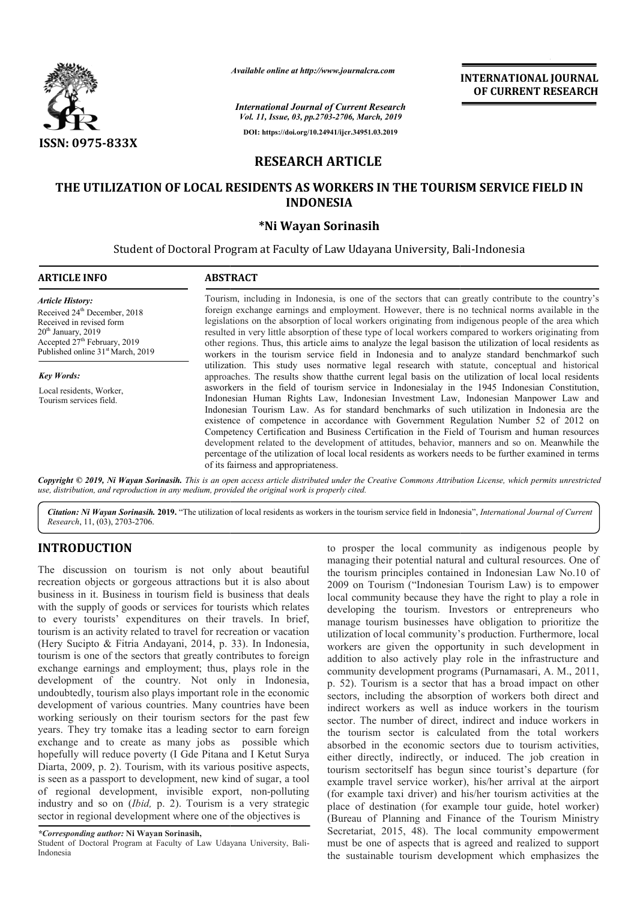*Available online at http://www.journalcra.com*

*International Journal of Current Research*
*Vol. 11, Issue, 03, pp.2703-2706, March, 2019*

**DOI: https://doi.org/10.24941/ijcr.34951.03.2019**

**INTERNATIONAL JOURNAL OF CURRENT RESEARCH**

ISSN: 0975-833X

## RESEARCH ARTICLE

# THE UTILIZATION OF LOCAL RESIDENTS AS WORKERS IN THE TOURISM SERVICE FIELD IN INDONESIA

**\*Ni Wayan Sorinasih**

Student of Doctoral Program at Faculty of Law Udayana University, Bali-Indonesia

### ARTICLE INFO

*Article History:*
Received 24th December, 2018
Received in revised form
20th January, 2019
Accepted 27th February, 2019
Published online 31st March, 2019

*Key Words:*
Local residents, Worker, Tourism services field.

### ABSTRACT

Tourism, including in Indonesia, is one of the sectors that can greatly contribute to the country's foreign exchange earnings and employment. However, there is no technical norms available in the legislations on the absorption of local workers originating from indigenous people of the area which resulted in very little absorption of these type of local workers compared to workers originating from other regions. Thus, this article aims to analyze the legal basison the utilization of local residents as workers in the tourism service field in Indonesia and to analyze standard benchmarkof such utilization. This study uses normative legal research with statute, conceptual and historical approaches. The results show thatthe current legal basis on the utilization of local local residents asworkers in the field of tourism service in Indonesialay in the 1945 Indonesian Constitution, Indonesian Human Rights Law, Indonesian Investment Law, Indonesian Manpower Law and Indonesian Tourism Law. As for standard benchmarks of such utilization in Indonesia are the existence of competence in accordance with Government Regulation Number 52 of 2012 on Competency Certification and Business Certification in the Field of Tourism and human resources development related to the development of attitudes, behavior, manners and so on. Meanwhile the percentage of the utilization of local local residents as workers needs to be further examined in terms of its fairness and appropriateness.

***Copyright © 2019, Ni Wayan Sorinasih.*** *This is an open access article distributed under the Creative Commons Attribution License, which permits unrestricted use, distribution, and reproduction in any medium, provided the original work is properly cited.*

***Citation: Ni Wayan Sorinasih.* 2019.** "The utilization of local residents as workers in the tourism service field in Indonesia", *International Journal of Current Research*, 11, (03), 2703-2706.

## INTRODUCTION

The discussion on tourism is not only about beautiful recreation objects or gorgeous attractions but it is also about business in it. Business in tourism field is business that deals with the supply of goods or services for tourists which relates to every tourists' expenditures on their travels. In brief, tourism is an activity related to travel for recreation or vacation (Hery Sucipto & Fitria Andayani, 2014, p. 33). In Indonesia, tourism is one of the sectors that greatly contributes to foreign exchange earnings and employment; thus, plays role in the development of the country. Not only in Indonesia, undoubtedly, tourism also plays important role in the economic development of various countries. Many countries have been working seriously on their tourism sectors for the past few years. They try tomake itas a leading sector to earn foreign exchange and to create as many jobs as possible which hopefully will reduce poverty (I Gde Pitana and I Ketut Surya Diarta, 2009, p. 2). Tourism, with its various positive aspects, is seen as a passport to development, new kind of sugar, a tool of regional development, invisible export, non-polluting industry and so on (*Ibid,* p. 2). Tourism is a very strategic sector in regional development where one of the objectives is to prosper the local community as indigenous people by managing their potential natural and cultural resources. One of the tourism principles contained in Indonesian Law No.10 of 2009 on Tourism ("Indonesian Tourism Law) is to empower local community because they have the right to play a role in developing the tourism. Investors or entrepreneurs who manage tourism businesses have obligation to prioritize the utilization of local community's production. Furthermore, local workers are given the opportunity in such development in addition to also actively play role in the infrastructure and community development programs (Purnamasari, A. M., 2011, p. 52). Tourism is a sector that has a broad impact on other sectors, including the absorption of workers both direct and indirect workers as well as induce workers in the tourism sector. The number of direct, indirect and induce workers in the tourism sector is calculated from the total workers absorbed in the economic sectors due to tourism activities, either directly, indirectly, or induced. The job creation in tourism sectoritself has begun since tourist's departure (for example travel service worker), his/her arrival at the airport (for example taxi driver) and his/her tourism activities at the place of destination (for example tour guide, hotel worker) (Bureau of Planning and Finance of the Tourism Ministry Secretariat, 2015, 48). The local community empowerment must be one of aspects that is agreed and realized to support the sustainable tourism development which emphasizes the

*\*Corresponding author:* **Ni Wayan Sorinasih,**
Student of Doctoral Program at Faculty of Law Udayana University, Bali-Indonesia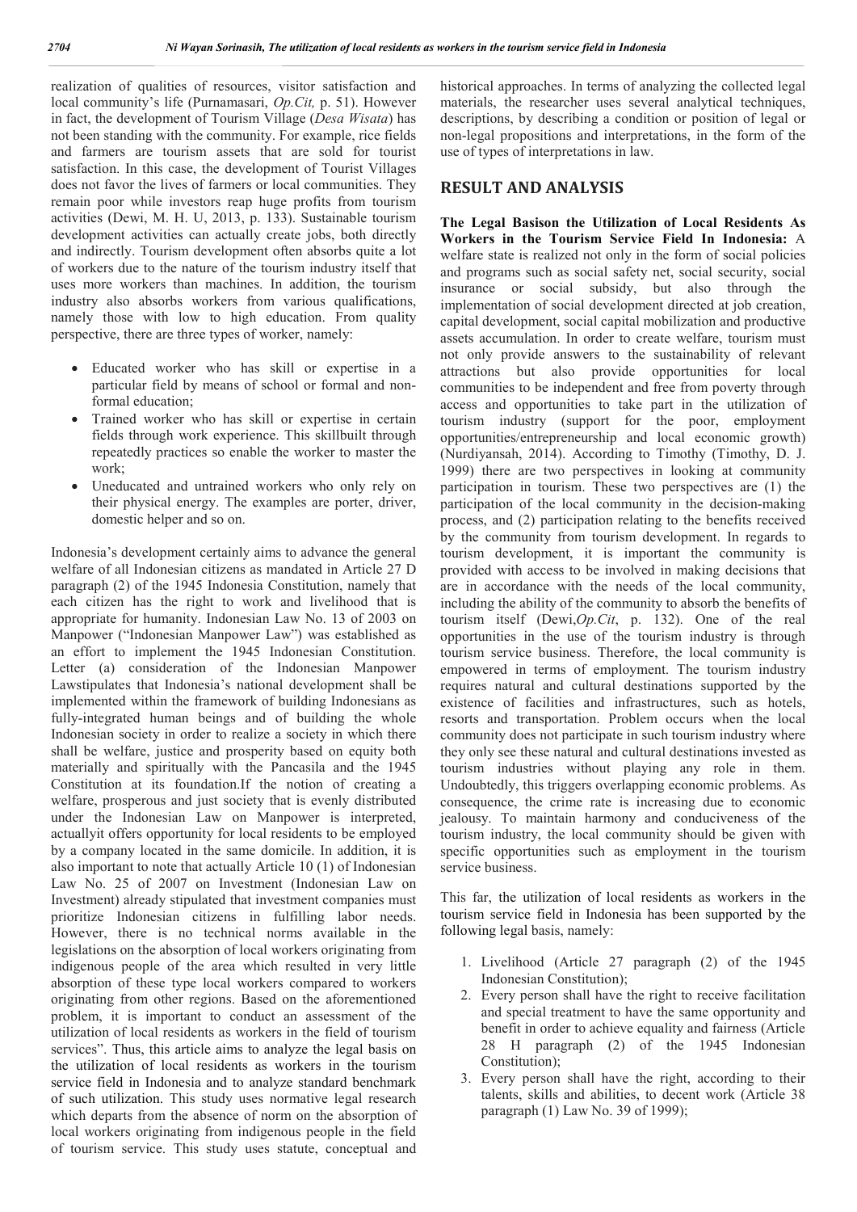realization of qualities of resources, visitor satisfaction and local community's life (Purnamasari, *Op.Cit,* p. 51). However in fact, the development of Tourism Village (*Desa Wisata*) has not been standing with the community. For example, rice fields and farmers are tourism assets that are sold for tourist satisfaction. In this case, the development of Tourist Villages does not favor the lives of farmers or local communities. They remain poor while investors reap huge profits from tourism activities (Dewi, M. H. U, 2013, p. 133). Sustainable tourism development activities can actually create jobs, both directly and indirectly. Tourism development often absorbs quite a lot of workers due to the nature of the tourism industry itself that uses more workers than machines. In addition, the tourism industry also absorbs workers from various qualifications, namely those with low to high education. From quality perspective, there are three types of worker, namely:

- Educated worker who has skill or expertise in a particular field by means of school or formal and non-formal education;
- Trained worker who has skill or expertise in certain fields through work experience. This skillbuilt through repeatedly practices so enable the worker to master the work;
- Uneducated and untrained workers who only rely on their physical energy. The examples are porter, driver, domestic helper and so on.

Indonesia's development certainly aims to advance the general welfare of all Indonesian citizens as mandated in Article 27 D paragraph (2) of the 1945 Indonesia Constitution, namely that each citizen has the right to work and livelihood that is appropriate for humanity. Indonesian Law No. 13 of 2003 on Manpower ("Indonesian Manpower Law") was established as an effort to implement the 1945 Indonesian Constitution. Letter (a) consideration of the Indonesian Manpower Lawstipulates that Indonesia's national development shall be implemented within the framework of building Indonesians as fully-integrated human beings and of building the whole Indonesian society in order to realize a society in which there shall be welfare, justice and prosperity based on equity both materially and spiritually with the Pancasila and the 1945 Constitution at its foundation.If the notion of creating a welfare, prosperous and just society that is evenly distributed under the Indonesian Law on Manpower is interpreted, actuallyit offers opportunity for local residents to be employed by a company located in the same domicile. In addition, it is also important to note that actually Article 10 (1) of Indonesian Law No. 25 of 2007 on Investment (Indonesian Law on Investment) already stipulated that investment companies must prioritize Indonesian citizens in fulfilling labor needs. However, there is no technical norms available in the legislations on the absorption of local workers originating from indigenous people of the area which resulted in very little absorption of these type local workers compared to workers originating from other regions. Based on the aforementioned problem, it is important to conduct an assessment of the utilization of local residents as workers in the field of tourism services". Thus, this article aims to analyze the legal basis on the utilization of local residents as workers in the tourism service field in Indonesia and to analyze standard benchmark of such utilization. This study uses normative legal research which departs from the absence of norm on the absorption of local workers originating from indigenous people in the field of tourism service. This study uses statute, conceptual and historical approaches. In terms of analyzing the collected legal materials, the researcher uses several analytical techniques, descriptions, by describing a condition or position of legal or non-legal propositions and interpretations, in the form of the use of types of interpretations in law.

## RESULT AND ANALYSIS

**The Legal Basison the Utilization of Local Residents As Workers in the Tourism Service Field In Indonesia:** A welfare state is realized not only in the form of social policies and programs such as social safety net, social security, social insurance or social subsidy, but also through the implementation of social development directed at job creation, capital development, social capital mobilization and productive assets accumulation. In order to create welfare, tourism must not only provide answers to the sustainability of relevant attractions but also provide opportunities for local communities to be independent and free from poverty through access and opportunities to take part in the utilization of tourism industry (support for the poor, employment opportunities/entrepreneurship and local economic growth) (Nurdiyansah, 2014). According to Timothy (Timothy, D. J. 1999) there are two perspectives in looking at community participation in tourism. These two perspectives are (1) the participation of the local community in the decision-making process, and (2) participation relating to the benefits received by the community from tourism development. In regards to tourism development, it is important the community is provided with access to be involved in making decisions that are in accordance with the needs of the local community, including the ability of the community to absorb the benefits of tourism itself (Dewi,*Op.Cit*, p. 132). One of the real opportunities in the use of the tourism industry is through tourism service business. Therefore, the local community is empowered in terms of employment. The tourism industry requires natural and cultural destinations supported by the existence of facilities and infrastructures, such as hotels, resorts and transportation. Problem occurs when the local community does not participate in such tourism industry where they only see these natural and cultural destinations invested as tourism industries without playing any role in them. Undoubtedly, this triggers overlapping economic problems. As consequence, the crime rate is increasing due to economic jealousy. To maintain harmony and conduciveness of the tourism industry, the local community should be given with specific opportunities such as employment in the tourism service business.

This far, the utilization of local residents as workers in the tourism service field in Indonesia has been supported by the following legal basis, namely:

1. Livelihood (Article 27 paragraph (2) of the 1945 Indonesian Constitution);
2. Every person shall have the right to receive facilitation and special treatment to have the same opportunity and benefit in order to achieve equality and fairness (Article 28 H paragraph (2) of the 1945 Indonesian Constitution);
3. Every person shall have the right, according to their talents, skills and abilities, to decent work (Article 38 paragraph (1) Law No. 39 of 1999);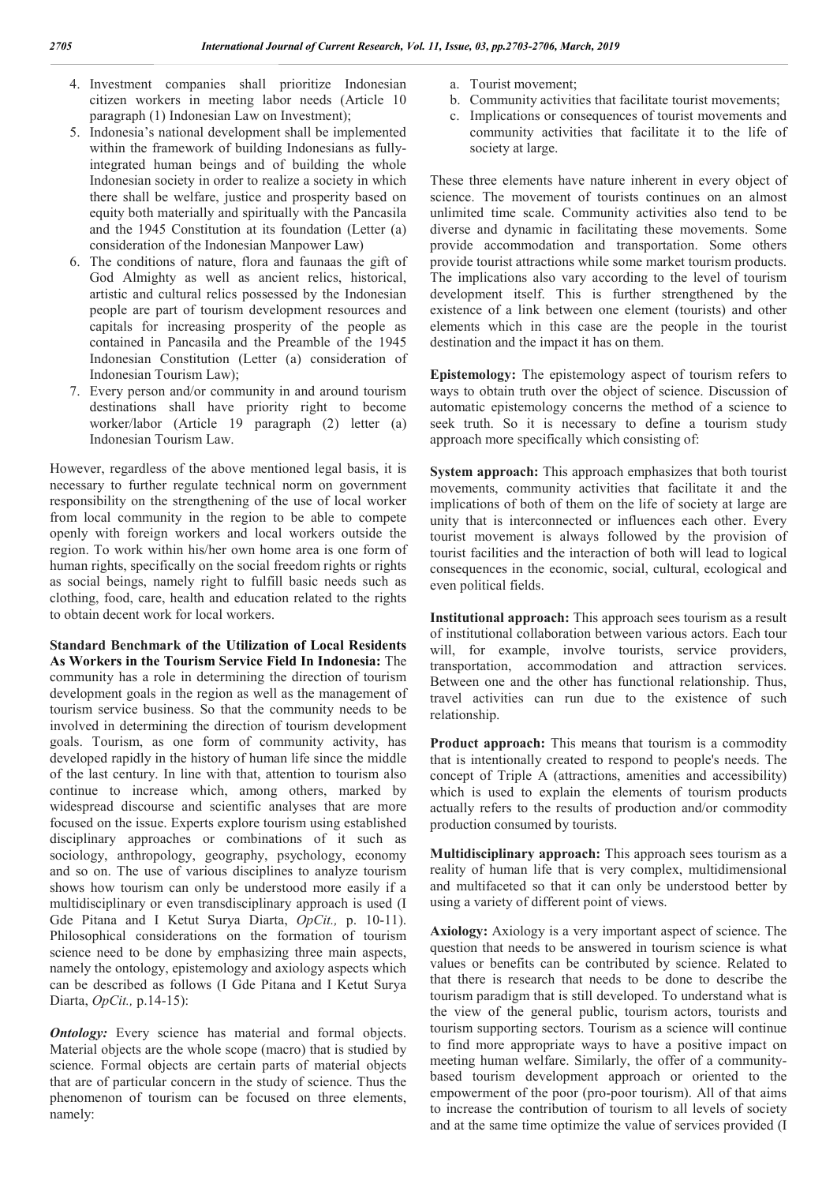4. Investment companies shall prioritize Indonesian citizen workers in meeting labor needs (Article 10 paragraph (1) Indonesian Law on Investment);
5. Indonesia's national development shall be implemented within the framework of building Indonesians as fully-integrated human beings and of building the whole Indonesian society in order to realize a society in which there shall be welfare, justice and prosperity based on equity both materially and spiritually with the Pancasila and the 1945 Constitution at its foundation (Letter (a) consideration of the Indonesian Manpower Law)
6. The conditions of nature, flora and faunaas the gift of God Almighty as well as ancient relics, historical, artistic and cultural relics possessed by the Indonesian people are part of tourism development resources and capitals for increasing prosperity of the people as contained in Pancasila and the Preamble of the 1945 Indonesian Constitution (Letter (a) consideration of Indonesian Tourism Law);
7. Every person and/or community in and around tourism destinations shall have priority right to become worker/labor (Article 19 paragraph (2) letter (a) Indonesian Tourism Law.

However, regardless of the above mentioned legal basis, it is necessary to further regulate technical norm on government responsibility on the strengthening of the use of local worker from local community in the region to be able to compete openly with foreign workers and local workers outside the region. To work within his/her own home area is one form of human rights, specifically on the social freedom rights or rights as social beings, namely right to fulfill basic needs such as clothing, food, care, health and education related to the rights to obtain decent work for local workers.

**Standard Benchmark of the Utilization of Local Residents As Workers in the Tourism Service Field In Indonesia:** The community has a role in determining the direction of tourism development goals in the region as well as the management of tourism service business. So that the community needs to be involved in determining the direction of tourism development goals. Tourism, as one form of community activity, has developed rapidly in the history of human life since the middle of the last century. In line with that, attention to tourism also continue to increase which, among others, marked by widespread discourse and scientific analyses that are more focused on the issue. Experts explore tourism using established disciplinary approaches or combinations of it such as sociology, anthropology, geography, psychology, economy and so on. The use of various disciplines to analyze tourism shows how tourism can only be understood more easily if a multidisciplinary or even transdisciplinary approach is used (I Gde Pitana and I Ketut Surya Diarta, *OpCit.,* p. 10-11). Philosophical considerations on the formation of tourism science need to be done by emphasizing three main aspects, namely the ontology, epistemology and axiology aspects which can be described as follows (I Gde Pitana and I Ketut Surya Diarta, *OpCit.,* p.14-15):

***Ontology:*** Every science has material and formal objects. Material objects are the whole scope (macro) that is studied by science. Formal objects are certain parts of material objects that are of particular concern in the study of science. Thus the phenomenon of tourism can be focused on three elements, namely:

a. Tourist movement;
b. Community activities that facilitate tourist movements;
c. Implications or consequences of tourist movements and community activities that facilitate it to the life of society at large.

These three elements have nature inherent in every object of science. The movement of tourists continues on an almost unlimited time scale. Community activities also tend to be diverse and dynamic in facilitating these movements. Some provide accommodation and transportation. Some others provide tourist attractions while some market tourism products. The implications also vary according to the level of tourism development itself. This is further strengthened by the existence of a link between one element (tourists) and other elements which in this case are the people in the tourist destination and the impact it has on them.

**Epistemology:** The epistemology aspect of tourism refers to ways to obtain truth over the object of science. Discussion of automatic epistemology concerns the method of a science to seek truth. So it is necessary to define a tourism study approach more specifically which consisting of:

**System approach:** This approach emphasizes that both tourist movements, community activities that facilitate it and the implications of both of them on the life of society at large are unity that is interconnected or influences each other. Every tourist movement is always followed by the provision of tourist facilities and the interaction of both will lead to logical consequences in the economic, social, cultural, ecological and even political fields.

**Institutional approach:** This approach sees tourism as a result of institutional collaboration between various actors. Each tour will, for example, involve tourists, service providers, transportation, accommodation and attraction services. Between one and the other has functional relationship. Thus, travel activities can run due to the existence of such relationship.

**Product approach:** This means that tourism is a commodity that is intentionally created to respond to people's needs. The concept of Triple A (attractions, amenities and accessibility) which is used to explain the elements of tourism products actually refers to the results of production and/or commodity production consumed by tourists.

**Multidisciplinary approach:** This approach sees tourism as a reality of human life that is very complex, multidimensional and multifaceted so that it can only be understood better by using a variety of different point of views.

**Axiology:** Axiology is a very important aspect of science. The question that needs to be answered in tourism science is what values or benefits can be contributed by science. Related to that there is research that needs to be done to describe the tourism paradigm that is still developed. To understand what is the view of the general public, tourism actors, tourists and tourism supporting sectors. Tourism as a science will continue to find more appropriate ways to have a positive impact on meeting human welfare. Similarly, the offer of a community-based tourism development approach or oriented to the empowerment of the poor (pro-poor tourism). All of that aims to increase the contribution of tourism to all levels of society and at the same time optimize the value of services provided (I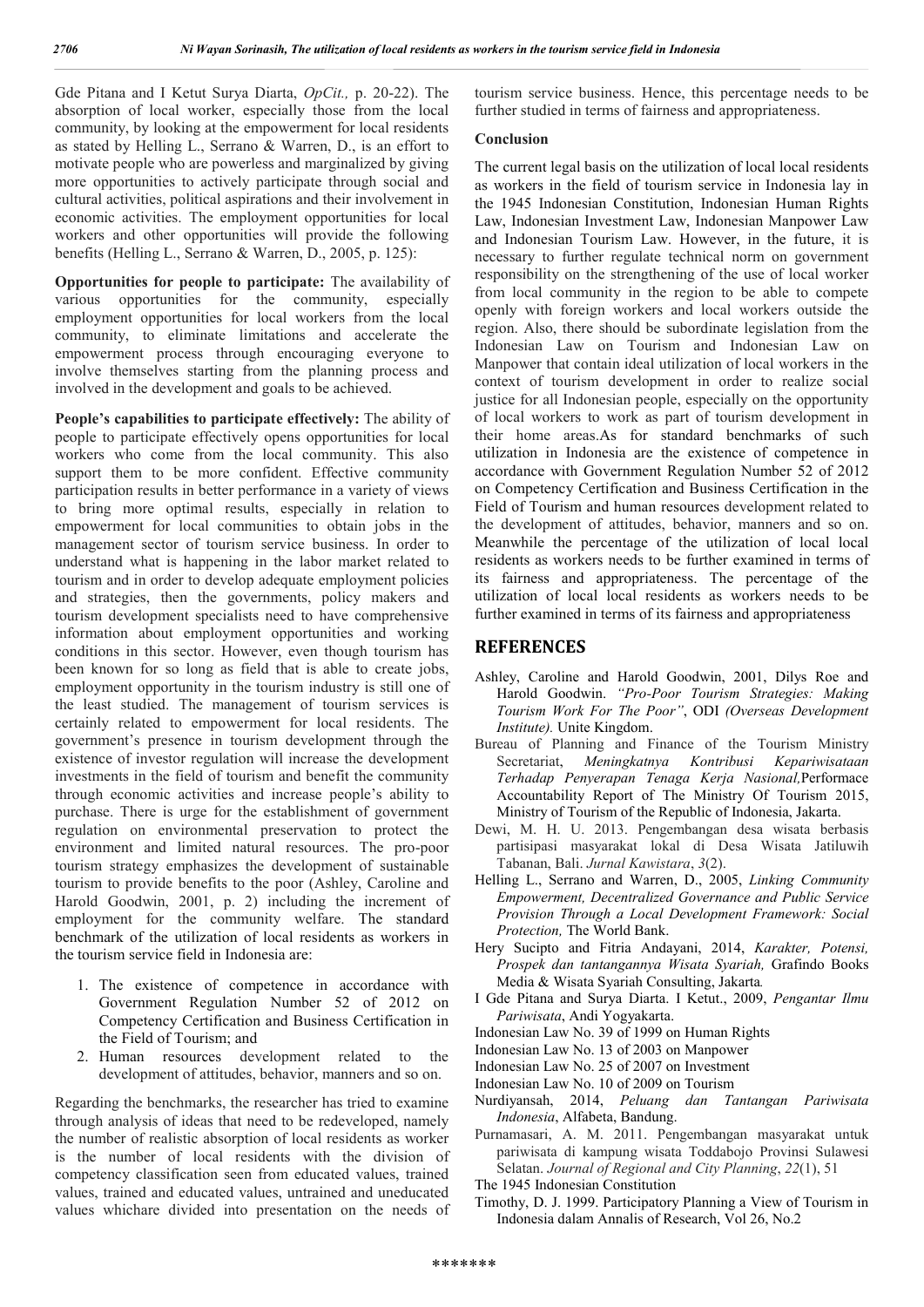Gde Pitana and I Ketut Surya Diarta, *OpCit.,* p. 20-22). The absorption of local worker, especially those from the local community, by looking at the empowerment for local residents as stated by Helling L., Serrano & Warren, D., is an effort to motivate people who are powerless and marginalized by giving more opportunities to actively participate through social and cultural activities, political aspirations and their involvement in economic activities. The employment opportunities for local workers and other opportunities will provide the following benefits (Helling L., Serrano & Warren, D., 2005, p. 125):

**Opportunities for people to participate:** The availability of various opportunities for the community, especially employment opportunities for local workers from the local community, to eliminate limitations and accelerate the empowerment process through encouraging everyone to involve themselves starting from the planning process and involved in the development and goals to be achieved.

**People's capabilities to participate effectively:** The ability of people to participate effectively opens opportunities for local workers who come from the local community. This also support them to be more confident. Effective community participation results in better performance in a variety of views to bring more optimal results, especially in relation to empowerment for local communities to obtain jobs in the management sector of tourism service business. In order to understand what is happening in the labor market related to tourism and in order to develop adequate employment policies and strategies, then the governments, policy makers and tourism development specialists need to have comprehensive information about employment opportunities and working conditions in this sector. However, even though tourism has been known for so long as field that is able to create jobs, employment opportunity in the tourism industry is still one of the least studied. The management of tourism services is certainly related to empowerment for local residents. The government's presence in tourism development through the existence of investor regulation will increase the development investments in the field of tourism and benefit the community through economic activities and increase people's ability to purchase. There is urge for the establishment of government regulation on environmental preservation to protect the environment and limited natural resources. The pro-poor tourism strategy emphasizes the development of sustainable tourism to provide benefits to the poor (Ashley, Caroline and Harold Goodwin, 2001, p. 2) including the increment of employment for the community welfare. The standard benchmark of the utilization of local residents as workers in the tourism service field in Indonesia are:

1. The existence of competence in accordance with Government Regulation Number 52 of 2012 on Competency Certification and Business Certification in the Field of Tourism; and
2. Human resources development related to the development of attitudes, behavior, manners and so on.

Regarding the benchmarks, the researcher has tried to examine through analysis of ideas that need to be redeveloped, namely the number of realistic absorption of local residents as worker is the number of local residents with the division of competency classification seen from educated values, trained values, trained and educated values, untrained and uneducated values whichare divided into presentation on the needs of tourism service business. Hence, this percentage needs to be further studied in terms of fairness and appropriateness.

## Conclusion

The current legal basis on the utilization of local local residents as workers in the field of tourism service in Indonesia lay in the 1945 Indonesian Constitution, Indonesian Human Rights Law, Indonesian Investment Law, Indonesian Manpower Law and Indonesian Tourism Law. However, in the future, it is necessary to further regulate technical norm on government responsibility on the strengthening of the use of local worker from local community in the region to be able to compete openly with foreign workers and local workers outside the region. Also, there should be subordinate legislation from the Indonesian Law on Tourism and Indonesian Law on Manpower that contain ideal utilization of local workers in the context of tourism development in order to realize social justice for all Indonesian people, especially on the opportunity of local workers to work as part of tourism development in their home areas.As for standard benchmarks of such utilization in Indonesia are the existence of competence in accordance with Government Regulation Number 52 of 2012 on Competency Certification and Business Certification in the Field of Tourism and human resources development related to the development of attitudes, behavior, manners and so on. Meanwhile the percentage of the utilization of local local residents as workers needs to be further examined in terms of its fairness and appropriateness. The percentage of the utilization of local local residents as workers needs to be further examined in terms of its fairness and appropriateness

## REFERENCES

Ashley, Caroline and Harold Goodwin, 2001, Dilys Roe and Harold Goodwin. *"Pro-Poor Tourism Strategies: Making Tourism Work For The Poor"*, ODI *(Overseas Development Institute).* Unite Kingdom.

Bureau of Planning and Finance of the Tourism Ministry Secretariat, *Meningkatnya Kontribusi Kepariwisataan Terhadap Penyerapan Tenaga Kerja Nasional,*Performace Accountability Report of The Ministry Of Tourism 2015, Ministry of Tourism of the Republic of Indonesia, Jakarta.

Dewi, M. H. U. 2013. Pengembangan desa wisata berbasis partisipasi masyarakat lokal di Desa Wisata Jatiluwih Tabanan, Bali. *Jurnal Kawistara*, *3*(2).

Helling L., Serrano and Warren, D., 2005, *Linking Community Empowerment, Decentralized Governance and Public Service Provision Through a Local Development Framework: Social Protection,* The World Bank.

Hery Sucipto and Fitria Andayani, 2014, *Karakter, Potensi, Prospek dan tantangannya Wisata Syariah,* Grafindo Books Media & Wisata Syariah Consulting, Jakarta*.*

I Gde Pitana and Surya Diarta. I Ketut., 2009, *Pengantar Ilmu Pariwisata*, Andi Yogyakarta.

Indonesian Law No. 39 of 1999 on Human Rights

Indonesian Law No. 13 of 2003 on Manpower

Indonesian Law No. 25 of 2007 on Investment

Indonesian Law No. 10 of 2009 on Tourism

Nurdiyansah, 2014, *Peluang dan Tantangan Pariwisata Indonesia*, Alfabeta, Bandung.

Purnamasari, A. M. 2011. Pengembangan masyarakat untuk pariwisata di kampung wisata Toddabojo Provinsi Sulawesi Selatan. *Journal of Regional and City Planning*, *22*(1), 51

The 1945 Indonesian Constitution

Timothy, D. J. 1999. Participatory Planning a View of Tourism in Indonesia dalam Annalis of Research, Vol 26, No.2

\*\*\*\*\*\*\*